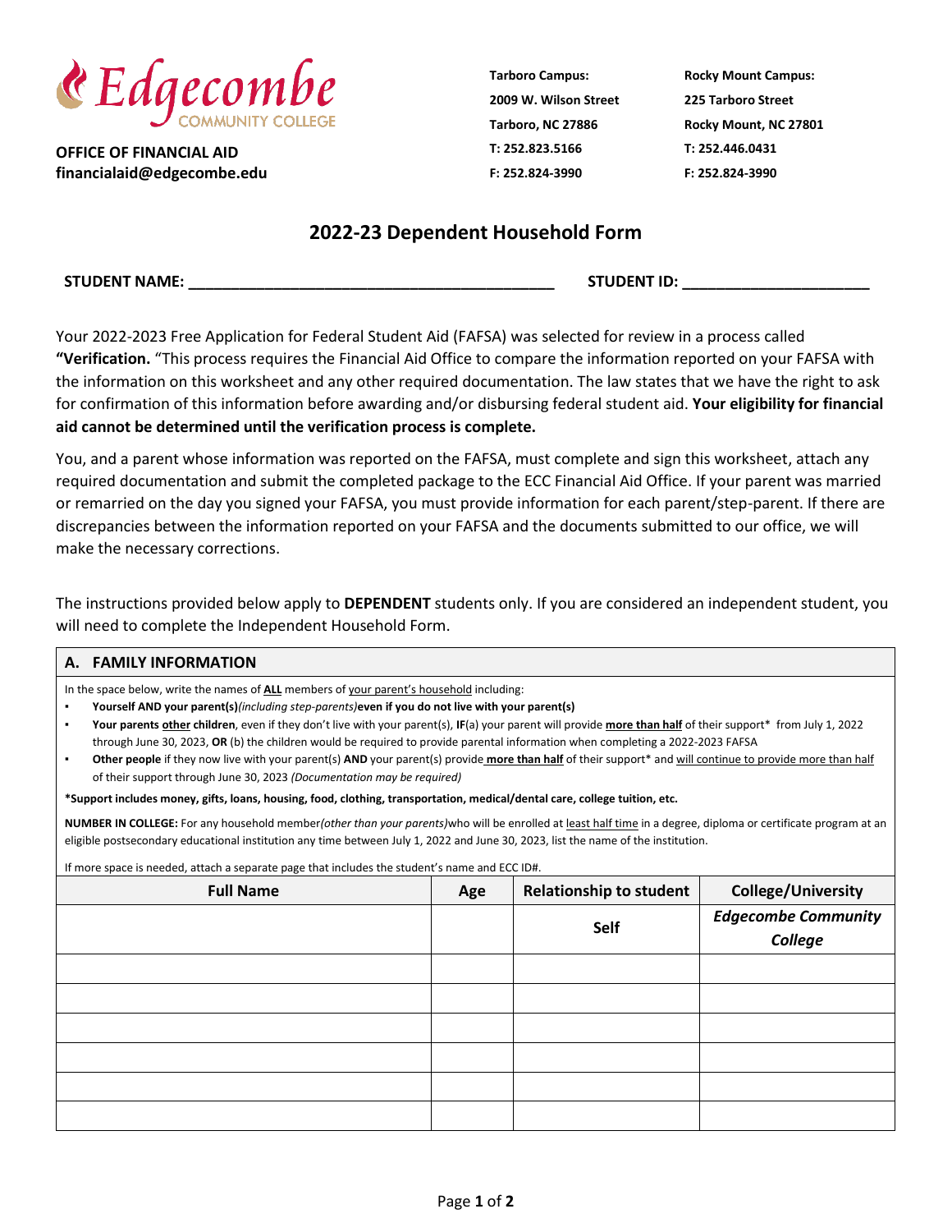Edgecombe COMMUNITY COLLEGE

**OFFICE OF FINANCIAL AID**
**financialaid@edgecombe.edu**

**Tarboro Campus:**
**2009 W. Wilson Street**
**Tarboro, NC 27886**
**T: 252.823.5166**
**F: 252.824-3990**

**Rocky Mount Campus:**
**225 Tarboro Street**
**Rocky Mount, NC 27801**
**T: 252.446.0431**
**F: 252.824-3990**

# 2022-23 Dependent Household Form

**STUDENT NAME:** ___________________________________________ **STUDENT ID:** ______________________

Your 2022-2023 Free Application for Federal Student Aid (FAFSA) was selected for review in a process called **"Verification.** "This process requires the Financial Aid Office to compare the information reported on your FAFSA with the information on this worksheet and any other required documentation. The law states that we have the right to ask for confirmation of this information before awarding and/or disbursing federal student aid. **Your eligibility for financial aid cannot be determined until the verification process is complete.**

You, and a parent whose information was reported on the FAFSA, must complete and sign this worksheet, attach any required documentation and submit the completed package to the ECC Financial Aid Office. If your parent was married or remarried on the day you signed your FAFSA, you must provide information for each parent/step-parent. If there are discrepancies between the information reported on your FAFSA and the documents submitted to our office, we will make the necessary corrections.

The instructions provided below apply to **DEPENDENT** students only. If you are considered an independent student, you will need to complete the Independent Household Form.

## A. FAMILY INFORMATION

In the space below, write the names of **ALL** members of your parent's household including:

- **Yourself AND your parent(s)** *(including step-parents)* **even if you do not live with your parent(s)**
- **Your parents other children**, even if they don't live with your parent(s), **IF**(a) your parent will provide **more than half** of their support* from July 1, 2022 through June 30, 2023, **OR** (b) the children would be required to provide parental information when completing a 2022-2023 FAFSA
- **Other people** if they now live with your parent(s) **AND** your parent(s) provide **more than half** of their support* and will continue to provide more than half of their support through June 30, 2023 *(Documentation may be required)*

***Support includes money, gifts, loans, housing, food, clothing, transportation, medical/dental care, college tuition, etc.**

**NUMBER IN COLLEGE:** For any household member *(other than your parents)* who will be enrolled at least half time in a degree, diploma or certificate program at an eligible postsecondary educational institution any time between July 1, 2022 and June 30, 2023, list the name of the institution.

If more space is needed, attach a separate page that includes the student's name and ECC ID#.

| Full Name | Age | Relationship to student | College/University |
|---|---|---|---|
| | | Self | *Edgecombe Community College* |
| | | | |
| | | | |
| | | | |
| | | | |
| | | | |
| | | | |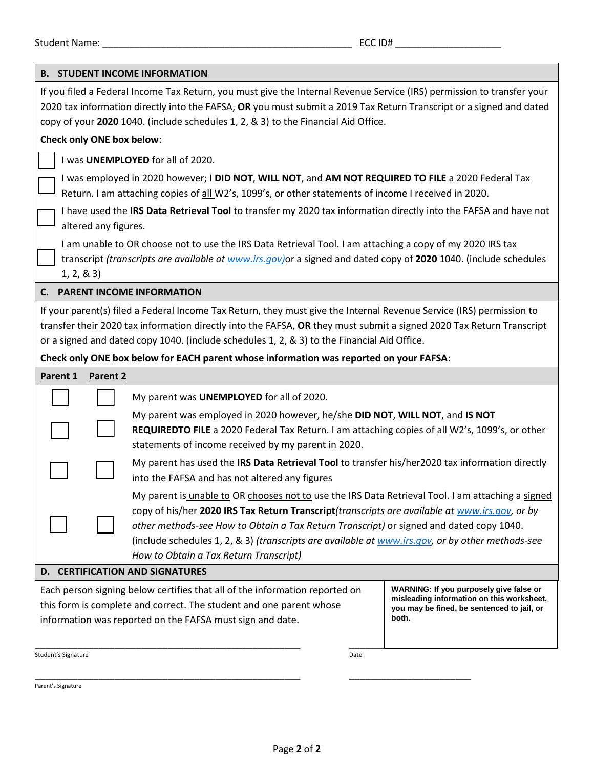Student Name: _______________________________________________ ECC ID# ____________________

## B. STUDENT INCOME INFORMATION

If you filed a Federal Income Tax Return, you must give the Internal Revenue Service (IRS) permission to transfer your 2020 tax information directly into the FAFSA, **OR** you must submit a 2019 Tax Return Transcript or a signed and dated copy of your **2020** 1040. (include schedules 1, 2, & 3) to the Financial Aid Office.

**Check only ONE box below**:

- ☐ I was **UNEMPLOYED** for all of 2020.
- ☐ I was employed in 2020 however; I **DID NOT**, **WILL NOT**, and **AM NOT REQUIRED TO FILE** a 2020 Federal Tax Return. I am attaching copies of all W2's, 1099's, or other statements of income I received in 2020.
- ☐ I have used the **IRS Data Retrieval Tool** to transfer my 2020 tax information directly into the FAFSA and have not altered any figures.
- ☐ I am unable to OR choose not to use the IRS Data Retrieval Tool. I am attaching a copy of my 2020 IRS tax transcript *(transcripts are available at www.irs.gov)* or a signed and dated copy of **2020** 1040. (include schedules 1, 2, & 3)

## C. PARENT INCOME INFORMATION

If your parent(s) filed a Federal Income Tax Return, they must give the Internal Revenue Service (IRS) permission to transfer their 2020 tax information directly into the FAFSA, **OR** they must submit a signed 2020 Tax Return Transcript or a signed and dated copy 1040. (include schedules 1, 2, & 3) to the Financial Aid Office.

**Check only ONE box below for EACH parent whose information was reported on your FAFSA**:

| Parent 1 | Parent 2 | |
|---|---|---|
| ☐ | ☐ | My parent was **UNEMPLOYED** for all of 2020. |
| ☐ | ☐ | My parent was employed in 2020 however, he/she **DID NOT**, **WILL NOT**, and **IS NOT REQUIREDTO FILE** a 2020 Federal Tax Return. I am attaching copies of all W2's, 1099's, or other statements of income received by my parent in 2020. |
| ☐ | ☐ | My parent has used the **IRS Data Retrieval Tool** to transfer his/her2020 tax information directly into the FAFSA and has not altered any figures |
| ☐ | ☐ | My parent is unable to OR chooses not to use the IRS Data Retrieval Tool. I am attaching a signed copy of his/her **2020 IRS Tax Return Transcript***(transcripts are available at www.irs.gov, or by other methods-see How to Obtain a Tax Return Transcript)* or signed and dated copy 1040. (include schedules 1, 2, & 3) *(transcripts are available at www.irs.gov, or by other methods-see How to Obtain a Tax Return Transcript)* |

## D. CERTIFICATION AND SIGNATURES

Each person signing below certifies that all of the information reported on this form is complete and correct. The student and one parent whose information was reported on the FAFSA must sign and date.

**WARNING: If you purposely give false or misleading information on this worksheet, you may be fined, be sentenced to jail, or both.**

_____________________________________________ ____________________

Student's Signature Date

_____________________________________________ ____________________

Parent's Signature